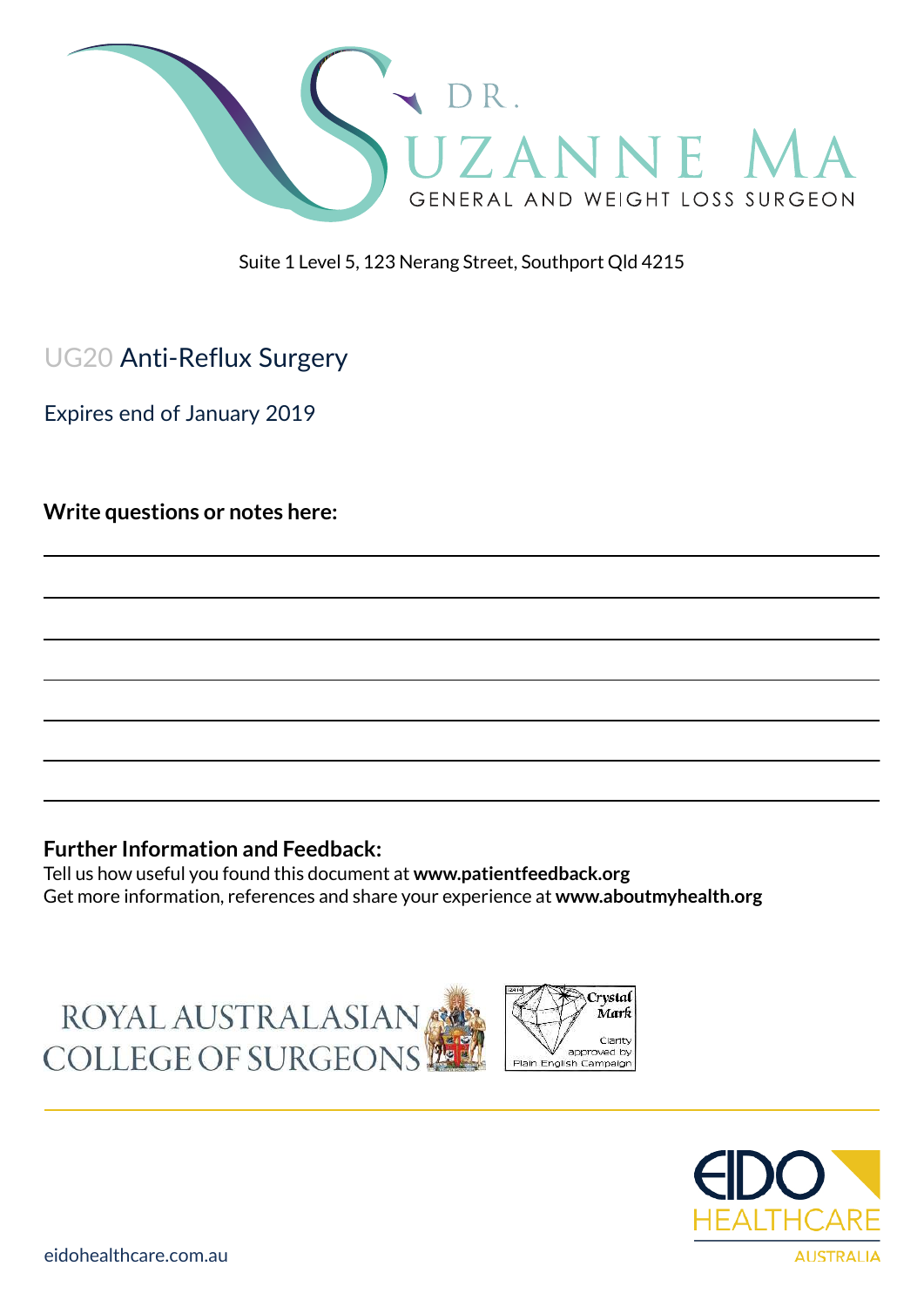DR. SUZANNE MA
GENERAL AND WEIGHT LOSS SURGEON

Suite 1 Level 5, 123 Nerang Street, Southport Qld 4215

# UG20 Anti-Reflux Surgery

Expires end of January 2019

**Write questions or notes here:**

**Further Information and Feedback:**

Tell us how useful you found this document at **www.patientfeedback.org**

Get more information, references and share your experience at **www.aboutmyhealth.org**

ROYAL AUSTRALASIAN COLLEGE OF SURGEONS

Crystal Mark
Clarity approved by Plain English Campaign

EIDO HEALTHCARE AUSTRALIA

eidohealthcare.com.au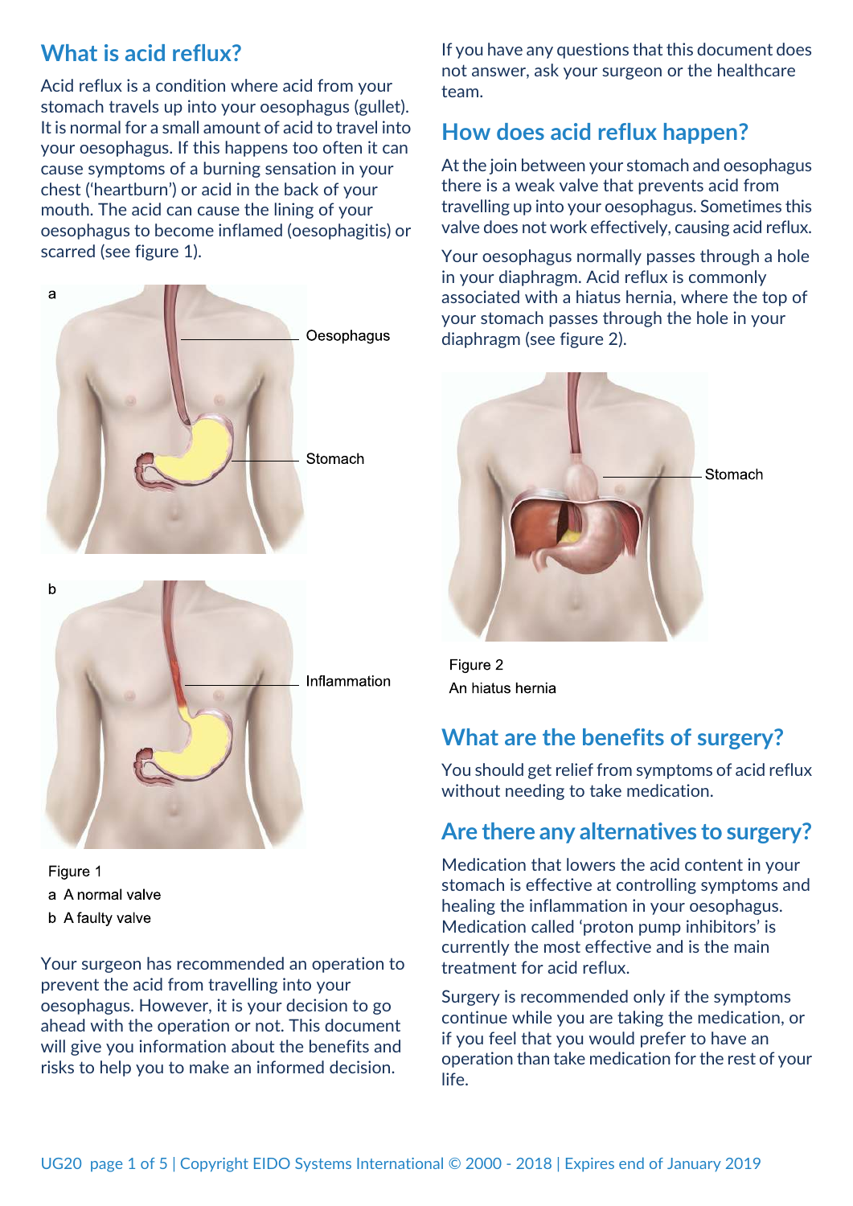## What is acid reflux?

Acid reflux is a condition where acid from your stomach travels up into your oesophagus (gullet). It is normal for a small amount of acid to travel into your oesophagus. If this happens too often it can cause symptoms of a burning sensation in your chest ('heartburn') or acid in the back of your mouth. The acid can cause the lining of your oesophagus to become inflamed (oesophagitis) or scarred (see figure 1).

Figure 1
a A normal valve
b A faulty valve

Your surgeon has recommended an operation to prevent the acid from travelling into your oesophagus. However, it is your decision to go ahead with the operation or not. This document will give you information about the benefits and risks to help you to make an informed decision.

If you have any questions that this document does not answer, ask your surgeon or the healthcare team.

## How does acid reflux happen?

At the join between your stomach and oesophagus there is a weak valve that prevents acid from travelling up into your oesophagus. Sometimes this valve does not work effectively, causing acid reflux.

Your oesophagus normally passes through a hole in your diaphragm. Acid reflux is commonly associated with a hiatus hernia, where the top of your stomach passes through the hole in your diaphragm (see figure 2).

Figure 2
An hiatus hernia

## What are the benefits of surgery?

You should get relief from symptoms of acid reflux without needing to take medication.

## Are there any alternatives to surgery?

Medication that lowers the acid content in your stomach is effective at controlling symptoms and healing the inflammation in your oesophagus. Medication called 'proton pump inhibitors' is currently the most effective and is the main treatment for acid reflux.

Surgery is recommended only if the symptoms continue while you are taking the medication, or if you feel that you would prefer to have an operation than take medication for the rest of your life.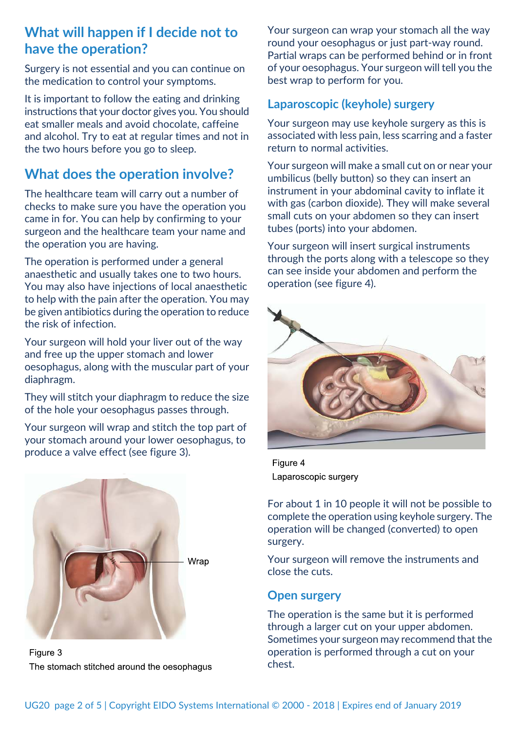## What will happen if I decide not to have the operation?

Surgery is not essential and you can continue on the medication to control your symptoms.

It is important to follow the eating and drinking instructions that your doctor gives you. You should eat smaller meals and avoid chocolate, caffeine and alcohol. Try to eat at regular times and not in the two hours before you go to sleep.

## What does the operation involve?

The healthcare team will carry out a number of checks to make sure you have the operation you came in for. You can help by confirming to your surgeon and the healthcare team your name and the operation you are having.

The operation is performed under a general anaesthetic and usually takes one to two hours. You may also have injections of local anaesthetic to help with the pain after the operation. You may be given antibiotics during the operation to reduce the risk of infection.

Your surgeon will hold your liver out of the way and free up the upper stomach and lower oesophagus, along with the muscular part of your diaphragm.

They will stitch your diaphragm to reduce the size of the hole your oesophagus passes through.

Your surgeon will wrap and stitch the top part of your stomach around your lower oesophagus, to produce a valve effect (see figure 3).

Wrap

Figure 3
The stomach stitched around the oesophagus

Your surgeon can wrap your stomach all the way round your oesophagus or just part-way round. Partial wraps can be performed behind or in front of your oesophagus. Your surgeon will tell you the best wrap to perform for you.

### Laparoscopic (keyhole) surgery

Your surgeon may use keyhole surgery as this is associated with less pain, less scarring and a faster return to normal activities.

Your surgeon will make a small cut on or near your umbilicus (belly button) so they can insert an instrument in your abdominal cavity to inflate it with gas (carbon dioxide). They will make several small cuts on your abdomen so they can insert tubes (ports) into your abdomen.

Your surgeon will insert surgical instruments through the ports along with a telescope so they can see inside your abdomen and perform the operation (see figure 4).

Figure 4
Laparoscopic surgery

For about 1 in 10 people it will not be possible to complete the operation using keyhole surgery. The operation will be changed (converted) to open surgery.

Your surgeon will remove the instruments and close the cuts.

### Open surgery

The operation is the same but it is performed through a larger cut on your upper abdomen. Sometimes your surgeon may recommend that the operation is performed through a cut on your chest.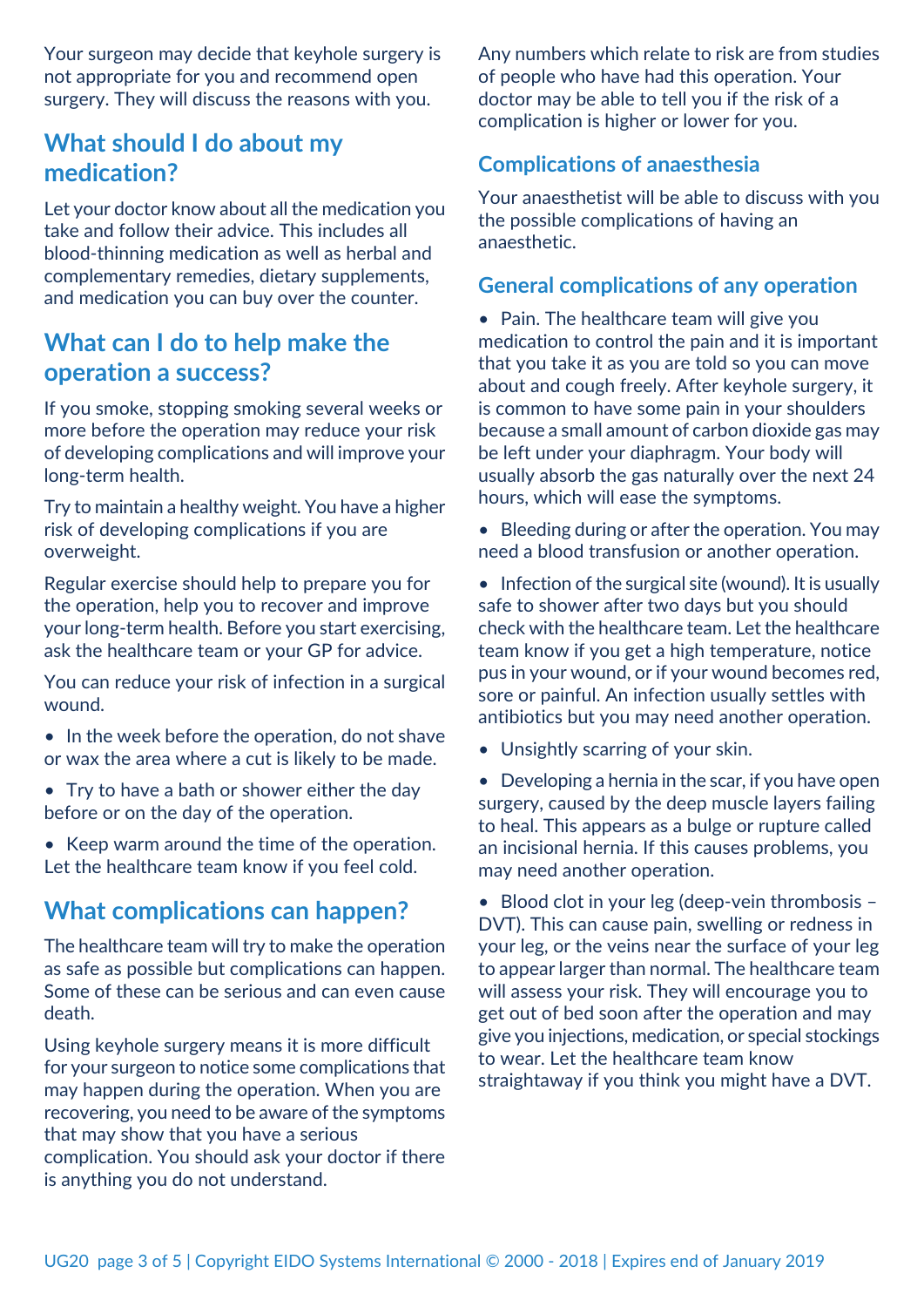Your surgeon may decide that keyhole surgery is not appropriate for you and recommend open surgery. They will discuss the reasons with you.

## What should I do about my medication?

Let your doctor know about all the medication you take and follow their advice. This includes all blood-thinning medication as well as herbal and complementary remedies, dietary supplements, and medication you can buy over the counter.

## What can I do to help make the operation a success?

If you smoke, stopping smoking several weeks or more before the operation may reduce your risk of developing complications and will improve your long-term health.

Try to maintain a healthy weight. You have a higher risk of developing complications if you are overweight.

Regular exercise should help to prepare you for the operation, help you to recover and improve your long-term health. Before you start exercising, ask the healthcare team or your GP for advice.

You can reduce your risk of infection in a surgical wound.

- In the week before the operation, do not shave or wax the area where a cut is likely to be made.
- Try to have a bath or shower either the day before or on the day of the operation.
- Keep warm around the time of the operation. Let the healthcare team know if you feel cold.

## What complications can happen?

The healthcare team will try to make the operation as safe as possible but complications can happen. Some of these can be serious and can even cause death.

Using keyhole surgery means it is more difficult for your surgeon to notice some complications that may happen during the operation. When you are recovering, you need to be aware of the symptoms that may show that you have a serious complication. You should ask your doctor if there is anything you do not understand.

Any numbers which relate to risk are from studies of people who have had this operation. Your doctor may be able to tell you if the risk of a complication is higher or lower for you.

### Complications of anaesthesia

Your anaesthetist will be able to discuss with you the possible complications of having an anaesthetic.

### General complications of any operation

- Pain. The healthcare team will give you medication to control the pain and it is important that you take it as you are told so you can move about and cough freely. After keyhole surgery, it is common to have some pain in your shoulders because a small amount of carbon dioxide gas may be left under your diaphragm. Your body will usually absorb the gas naturally over the next 24 hours, which will ease the symptoms.
- Bleeding during or after the operation. You may need a blood transfusion or another operation.
- Infection of the surgical site (wound). It is usually safe to shower after two days but you should check with the healthcare team. Let the healthcare team know if you get a high temperature, notice pus in your wound, or if your wound becomes red, sore or painful. An infection usually settles with antibiotics but you may need another operation.
- Unsightly scarring of your skin.
- Developing a hernia in the scar, if you have open surgery, caused by the deep muscle layers failing to heal. This appears as a bulge or rupture called an incisional hernia. If this causes problems, you may need another operation.
- Blood clot in your leg (deep-vein thrombosis – DVT). This can cause pain, swelling or redness in your leg, or the veins near the surface of your leg to appear larger than normal. The healthcare team will assess your risk. They will encourage you to get out of bed soon after the operation and may give you injections, medication, or special stockings to wear. Let the healthcare team know straightaway if you think you might have a DVT.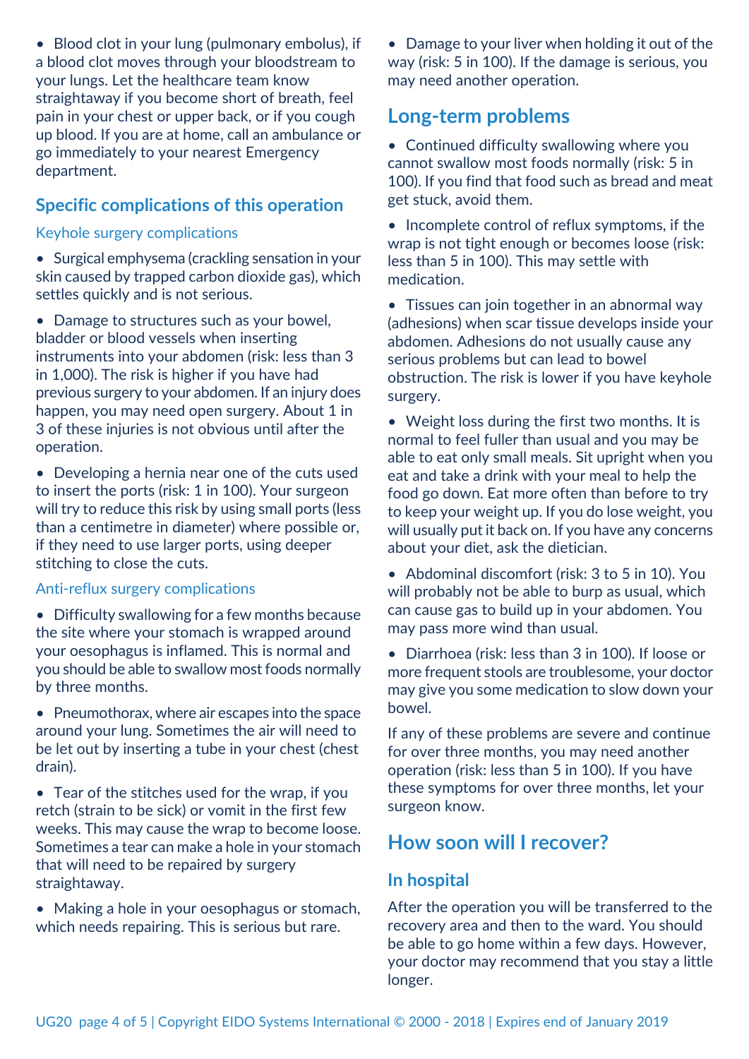- Blood clot in your lung (pulmonary embolus), if a blood clot moves through your bloodstream to your lungs. Let the healthcare team know straightaway if you become short of breath, feel pain in your chest or upper back, or if you cough up blood. If you are at home, call an ambulance or go immediately to your nearest Emergency department.

## Specific complications of this operation

### Keyhole surgery complications

- Surgical emphysema (crackling sensation in your skin caused by trapped carbon dioxide gas), which settles quickly and is not serious.
- Damage to structures such as your bowel, bladder or blood vessels when inserting instruments into your abdomen (risk: less than 3 in 1,000). The risk is higher if you have had previous surgery to your abdomen. If an injury does happen, you may need open surgery. About 1 in 3 of these injuries is not obvious until after the operation.
- Developing a hernia near one of the cuts used to insert the ports (risk: 1 in 100). Your surgeon will try to reduce this risk by using small ports (less than a centimetre in diameter) where possible or, if they need to use larger ports, using deeper stitching to close the cuts.

### Anti-reflux surgery complications

- Difficulty swallowing for a few months because the site where your stomach is wrapped around your oesophagus is inflamed. This is normal and you should be able to swallow most foods normally by three months.
- Pneumothorax, where air escapes into the space around your lung. Sometimes the air will need to be let out by inserting a tube in your chest (chest drain).
- Tear of the stitches used for the wrap, if you retch (strain to be sick) or vomit in the first few weeks. This may cause the wrap to become loose. Sometimes a tear can make a hole in your stomach that will need to be repaired by surgery straightaway.
- Making a hole in your oesophagus or stomach, which needs repairing. This is serious but rare.
- Damage to your liver when holding it out of the way (risk: 5 in 100). If the damage is serious, you may need another operation.

## Long-term problems

- Continued difficulty swallowing where you cannot swallow most foods normally (risk: 5 in 100). If you find that food such as bread and meat get stuck, avoid them.
- Incomplete control of reflux symptoms, if the wrap is not tight enough or becomes loose (risk: less than 5 in 100). This may settle with medication.
- Tissues can join together in an abnormal way (adhesions) when scar tissue develops inside your abdomen. Adhesions do not usually cause any serious problems but can lead to bowel obstruction. The risk is lower if you have keyhole surgery.
- Weight loss during the first two months. It is normal to feel fuller than usual and you may be able to eat only small meals. Sit upright when you eat and take a drink with your meal to help the food go down. Eat more often than before to try to keep your weight up. If you do lose weight, you will usually put it back on. If you have any concerns about your diet, ask the dietician.
- Abdominal discomfort (risk: 3 to 5 in 10). You will probably not be able to burp as usual, which can cause gas to build up in your abdomen. You may pass more wind than usual.
- Diarrhoea (risk: less than 3 in 100). If loose or more frequent stools are troublesome, your doctor may give you some medication to slow down your bowel.

If any of these problems are severe and continue for over three months, you may need another operation (risk: less than 5 in 100). If you have these symptoms for over three months, let your surgeon know.

## How soon will I recover?

### In hospital

After the operation you will be transferred to the recovery area and then to the ward. You should be able to go home within a few days. However, your doctor may recommend that you stay a little longer.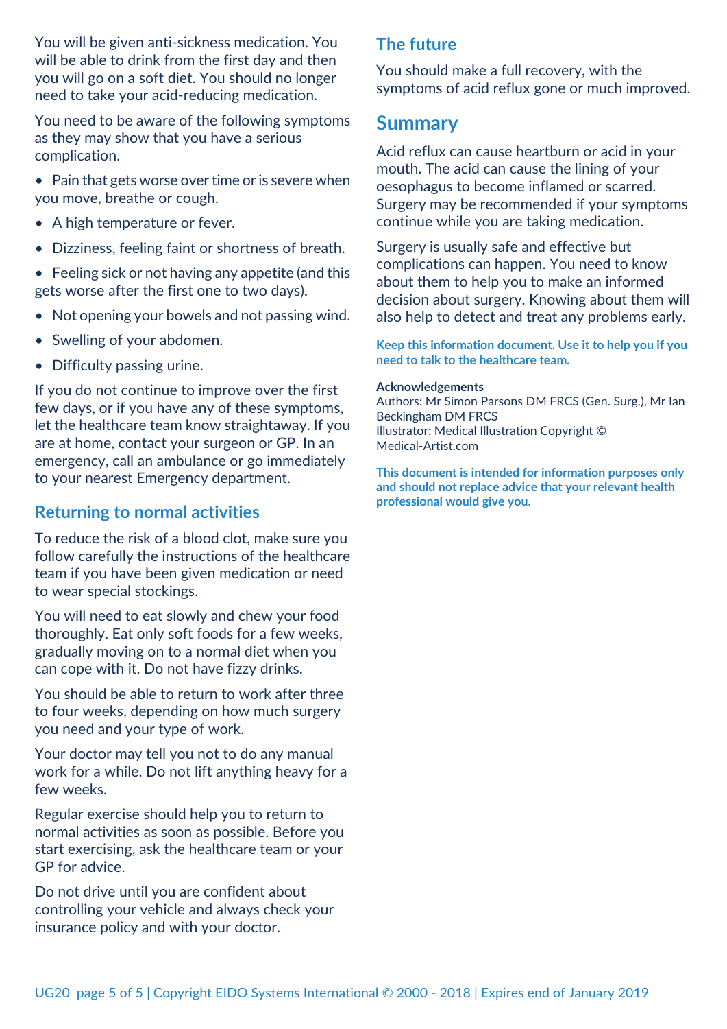You will be given anti-sickness medication. You will be able to drink from the first day and then you will go on a soft diet. You should no longer need to take your acid-reducing medication.

You need to be aware of the following symptoms as they may show that you have a serious complication.

- Pain that gets worse over time or is severe when you move, breathe or cough.
- A high temperature or fever.
- Dizziness, feeling faint or shortness of breath.
- Feeling sick or not having any appetite (and this gets worse after the first one to two days).
- Not opening your bowels and not passing wind.
- Swelling of your abdomen.
- Difficulty passing urine.

If you do not continue to improve over the first few days, or if you have any of these symptoms, let the healthcare team know straightaway. If you are at home, contact your surgeon or GP. In an emergency, call an ambulance or go immediately to your nearest Emergency department.

## Returning to normal activities

To reduce the risk of a blood clot, make sure you follow carefully the instructions of the healthcare team if you have been given medication or need to wear special stockings.

You will need to eat slowly and chew your food thoroughly. Eat only soft foods for a few weeks, gradually moving on to a normal diet when you can cope with it. Do not have fizzy drinks.

You should be able to return to work after three to four weeks, depending on how much surgery you need and your type of work.

Your doctor may tell you not to do any manual work for a while. Do not lift anything heavy for a few weeks.

Regular exercise should help you to return to normal activities as soon as possible. Before you start exercising, ask the healthcare team or your GP for advice.

Do not drive until you are confident about controlling your vehicle and always check your insurance policy and with your doctor.

## The future

You should make a full recovery, with the symptoms of acid reflux gone or much improved.

# Summary

Acid reflux can cause heartburn or acid in your mouth. The acid can cause the lining of your oesophagus to become inflamed or scarred. Surgery may be recommended if your symptoms continue while you are taking medication.

Surgery is usually safe and effective but complications can happen. You need to know about them to help you to make an informed decision about surgery. Knowing about them will also help to detect and treat any problems early.

**Keep this information document. Use it to help you if you need to talk to the healthcare team.**

**Acknowledgements**
Authors: Mr Simon Parsons DM FRCS (Gen. Surg.), Mr Ian Beckingham DM FRCS
Illustrator: Medical Illustration Copyright © Medical-Artist.com

**This document is intended for information purposes only and should not replace advice that your relevant health professional would give you.**